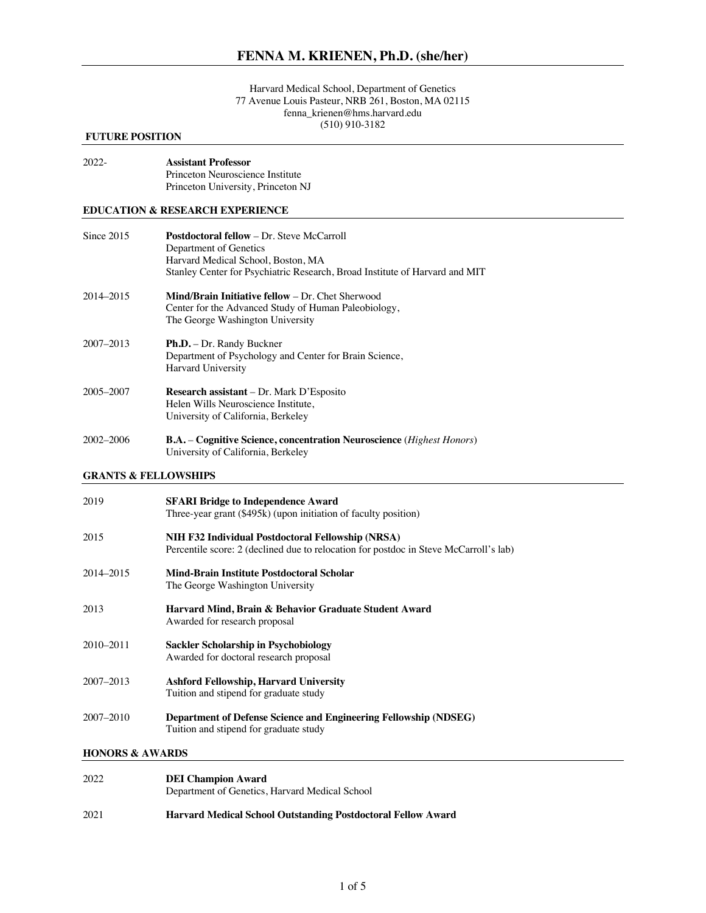# FENNA M. KRIENEN, Ph.D. (she/her)

Harvard Medical School, Department of Genetics
77 Avenue Louis Pasteur, NRB 261, Boston, MA 02115
fenna_krienen@hms.harvard.edu
(510) 910-3182

## FUTURE POSITION

2022- **Assistant Professor**
Princeton Neuroscience Institute
Princeton University, Princeton NJ

## EDUCATION & RESEARCH EXPERIENCE

Since 2015 **Postdoctoral fellow** – Dr. Steve McCarroll
Department of Genetics
Harvard Medical School, Boston, MA
Stanley Center for Psychiatric Research, Broad Institute of Harvard and MIT

2014–2015 **Mind/Brain Initiative fellow** – Dr. Chet Sherwood
Center for the Advanced Study of Human Paleobiology,
The George Washington University

2007–2013 **Ph.D.** – Dr. Randy Buckner
Department of Psychology and Center for Brain Science,
Harvard University

2005–2007 **Research assistant** – Dr. Mark D'Esposito
Helen Wills Neuroscience Institute,
University of California, Berkeley

2002–2006 **B.A.** – **Cognitive Science, concentration Neuroscience** (*Highest Honors*)
University of California, Berkeley

## GRANTS & FELLOWSHIPS

2019 **SFARI Bridge to Independence Award**
Three-year grant ($495k) (upon initiation of faculty position)

2015 **NIH F32 Individual Postdoctoral Fellowship (NRSA)**
Percentile score: 2 (declined due to relocation for postdoc in Steve McCarroll's lab)

2014–2015 **Mind-Brain Institute Postdoctoral Scholar**
The George Washington University

2013 **Harvard Mind, Brain & Behavior Graduate Student Award**
Awarded for research proposal

2010–2011 **Sackler Scholarship in Psychobiology**
Awarded for doctoral research proposal

2007–2013 **Ashford Fellowship, Harvard University**
Tuition and stipend for graduate study

2007–2010 **Department of Defense Science and Engineering Fellowship (NDSEG)**
Tuition and stipend for graduate study

## HONORS & AWARDS

2022 **DEI Champion Award**
Department of Genetics, Harvard Medical School

2021 **Harvard Medical School Outstanding Postdoctoral Fellow Award**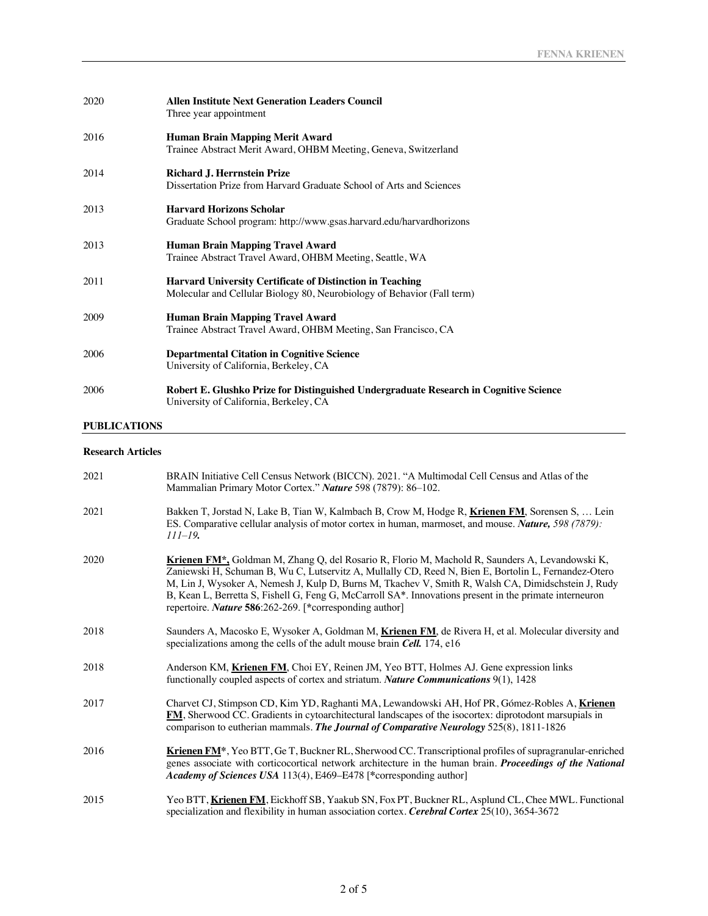2020 **Allen Institute Next Generation Leaders Council**
Three year appointment

2016 **Human Brain Mapping Merit Award**
Trainee Abstract Merit Award, OHBM Meeting, Geneva, Switzerland

2014 **Richard J. Herrnstein Prize**
Dissertation Prize from Harvard Graduate School of Arts and Sciences

2013 **Harvard Horizons Scholar**
Graduate School program: http://www.gsas.harvard.edu/harvardhorizons

2013 **Human Brain Mapping Travel Award**
Trainee Abstract Travel Award, OHBM Meeting, Seattle, WA

2011 **Harvard University Certificate of Distinction in Teaching**
Molecular and Cellular Biology 80, Neurobiology of Behavior (Fall term)

2009 **Human Brain Mapping Travel Award**
Trainee Abstract Travel Award, OHBM Meeting, San Francisco, CA

2006 **Departmental Citation in Cognitive Science**
University of California, Berkeley, CA

2006 **Robert E. Glushko Prize for Distinguished Undergraduate Research in Cognitive Science**
University of California, Berkeley, CA

## PUBLICATIONS

### Research Articles

2021 BRAIN Initiative Cell Census Network (BICCN). 2021. "A Multimodal Cell Census and Atlas of the Mammalian Primary Motor Cortex." ***Nature*** 598 (7879): 86–102.

2021 Bakken T, Jorstad N, Lake B, Tian W, Kalmbach B, Crow M, Hodge R, **Krienen FM**, Sorensen S, … Lein ES. Comparative cellular analysis of motor cortex in human, marmoset, and mouse. ***Nature,*** *598 (7879): 111–19.*

2020 **Krienen FM\*,** Goldman M, Zhang Q, del Rosario R, Florio M, Machold R, Saunders A, Levandowski K, Zaniewski H, Schuman B, Wu C, Lutservitz A, Mullally CD, Reed N, Bien E, Bortolin L, Fernandez-Otero M, Lin J, Wysoker A, Nemesh J, Kulp D, Burns M, Tkachev V, Smith R, Walsh CA, Dimidschstein J, Rudy B, Kean L, Berretta S, Fishell G, Feng G, McCarroll SA\*. Innovations present in the primate interneuron repertoire. ***Nature*** **586**:262-269. [\*corresponding author]

2018 Saunders A, Macosko E, Wysoker A, Goldman M, **Krienen FM**, de Rivera H, et al. Molecular diversity and specializations among the cells of the adult mouse brain ***Cell.*** 174, e16

2018 Anderson KM, **Krienen FM**, Choi EY, Reinen JM, Yeo BTT, Holmes AJ. Gene expression links functionally coupled aspects of cortex and striatum. ***Nature Communications*** 9(1), 1428

2017 Charvet CJ, Stimpson CD, Kim YD, Raghanti MA, Lewandowski AH, Hof PR, Gómez-Robles A, **Krienen FM**, Sherwood CC. Gradients in cytoarchitectural landscapes of the isocortex: diprotodont marsupials in comparison to eutherian mammals. ***The Journal of Comparative Neurology*** 525(8), 1811-1826

2016 **Krienen FM**\*, Yeo BTT, Ge T, Buckner RL, Sherwood CC. Transcriptional profiles of supragranular-enriched genes associate with corticocortical network architecture in the human brain. ***Proceedings of the National Academy of Sciences USA*** 113(4), E469–E478 [\*corresponding author]

2015 Yeo BTT, **Krienen FM**, Eickhoff SB, Yaakub SN, Fox PT, Buckner RL, Asplund CL, Chee MWL. Functional specialization and flexibility in human association cortex. ***Cerebral Cortex*** 25(10), 3654-3672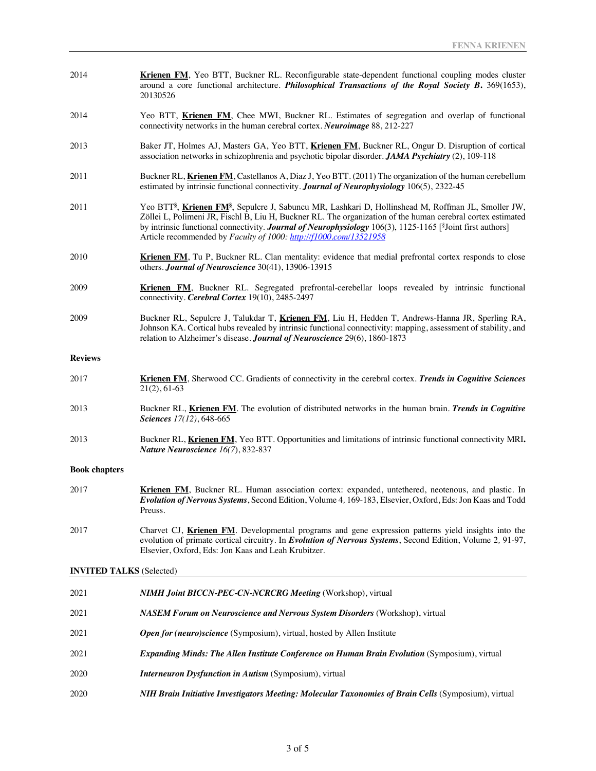2014 **Krienen FM**, Yeo BTT, Buckner RL. Reconfigurable state-dependent functional coupling modes cluster around a core functional architecture. ***Philosophical Transactions of the Royal Society B.*** 369(1653), 20130526

2014 Yeo BTT, **Krienen FM**, Chee MWI, Buckner RL. Estimates of segregation and overlap of functional connectivity networks in the human cerebral cortex. ***Neuroimage*** 88, 212-227

2013 Baker JT, Holmes AJ, Masters GA, Yeo BTT, **Krienen FM**, Buckner RL, Ongur D. Disruption of cortical association networks in schizophrenia and psychotic bipolar disorder. ***JAMA Psychiatry*** (2), 109-118

2011 Buckner RL, **Krienen FM**, Castellanos A, Diaz J, Yeo BTT. (2011) The organization of the human cerebellum estimated by intrinsic functional connectivity. ***Journal of Neurophysiology*** 106(5), 2322-45

2011 Yeo BTT[§], **Krienen FM**[§], Sepulcre J, Sabuncu MR, Lashkari D, Hollinshead M, Roffman JL, Smoller JW, Zöllei L, Polimeni JR, Fischl B, Liu H, Buckner RL. The organization of the human cerebral cortex estimated by intrinsic functional connectivity. ***Journal of Neurophysiology*** 106(3), 1125-1165 [[§]Joint first authors] Article recommended by *Faculty of 1000: http://f1000.com/13521958*

2010 **Krienen FM**, Tu P, Buckner RL. Clan mentality: evidence that medial prefrontal cortex responds to close others. ***Journal of Neuroscience*** 30(41), 13906-13915

2009 **Krienen FM**, Buckner RL. Segregated prefrontal-cerebellar loops revealed by intrinsic functional connectivity. ***Cerebral Cortex*** 19(10), 2485-2497

2009 Buckner RL, Sepulcre J, Talukdar T, **Krienen FM**, Liu H, Hedden T, Andrews-Hanna JR, Sperling RA, Johnson KA. Cortical hubs revealed by intrinsic functional connectivity: mapping, assessment of stability, and relation to Alzheimer's disease. ***Journal of Neuroscience*** 29(6), 1860-1873

### Reviews

2017 **Krienen FM**, Sherwood CC. Gradients of connectivity in the cerebral cortex. ***Trends in Cognitive Sciences*** 21(2), 61-63

2013 Buckner RL, **Krienen FM**. The evolution of distributed networks in the human brain. ***Trends in Cognitive Sciences*** *17(12)*, 648-665

2013 Buckner RL, **Krienen FM**, Yeo BTT. Opportunities and limitations of intrinsic functional connectivity MRI. ***Nature Neuroscience*** *16(7)*, 832-837

### Book chapters

2017 **Krienen FM**, Buckner RL. Human association cortex: expanded, untethered, neotenous, and plastic. In ***Evolution of Nervous Systems***, Second Edition, Volume 4, 169-183, Elsevier, Oxford, Eds: Jon Kaas and Todd Preuss.

2017 Charvet CJ, **Krienen FM**. Developmental programs and gene expression patterns yield insights into the evolution of primate cortical circuitry. In ***Evolution of Nervous Systems***, Second Edition, Volume 2, 91-97, Elsevier, Oxford, Eds: Jon Kaas and Leah Krubitzer.

## INVITED TALKS (Selected)

2021 ***NIMH Joint BICCN-PEC-CN-NCRCRG Meeting*** (Workshop), virtual

2021 ***NASEM Forum on Neuroscience and Nervous System Disorders*** (Workshop), virtual

2021 ***Open for (neuro)science*** (Symposium), virtual, hosted by Allen Institute

2021 ***Expanding Minds: The Allen Institute Conference on Human Brain Evolution*** (Symposium), virtual

2020 ***Interneuron Dysfunction in Autism*** (Symposium), virtual

2020 ***NIH Brain Initiative Investigators Meeting: Molecular Taxonomies of Brain Cells*** (Symposium), virtual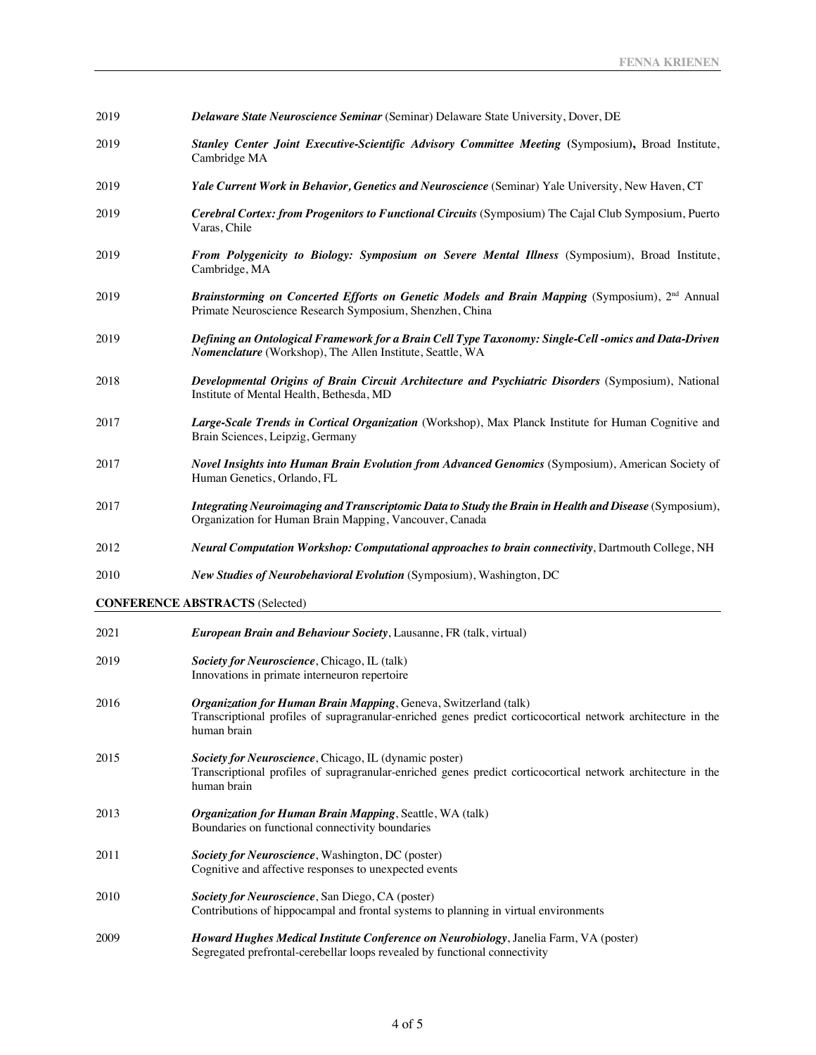2019 ***Delaware State Neuroscience Seminar*** (Seminar) Delaware State University, Dover, DE

2019 ***Stanley Center Joint Executive-Scientific Advisory Committee Meeting*** **(**Symposium**),** Broad Institute, Cambridge MA

2019 ***Yale Current Work in Behavior, Genetics and Neuroscience*** (Seminar) Yale University, New Haven, CT

2019 ***Cerebral Cortex: from Progenitors to Functional Circuits*** (Symposium) The Cajal Club Symposium, Puerto Varas, Chile

2019 ***From Polygenicity to Biology: Symposium on Severe Mental Illness*** (Symposium), Broad Institute, Cambridge, MA

2019 ***Brainstorming on Concerted Efforts on Genetic Models and Brain Mapping*** (Symposium), 2nd Annual Primate Neuroscience Research Symposium, Shenzhen, China

2019 ***Defining an Ontological Framework for a Brain Cell Type Taxonomy: Single-Cell -omics and Data-Driven Nomenclature*** (Workshop), The Allen Institute, Seattle, WA

2018 ***Developmental Origins of Brain Circuit Architecture and Psychiatric Disorders*** (Symposium), National Institute of Mental Health, Bethesda, MD

2017 ***Large-Scale Trends in Cortical Organization*** (Workshop), Max Planck Institute for Human Cognitive and Brain Sciences, Leipzig, Germany

2017 ***Novel Insights into Human Brain Evolution from Advanced Genomics*** (Symposium), American Society of Human Genetics, Orlando, FL

2017 ***Integrating Neuroimaging and Transcriptomic Data to Study the Brain in Health and Disease*** (Symposium), Organization for Human Brain Mapping, Vancouver, Canada

2012 ***Neural Computation Workshop: Computational approaches to brain connectivity***, Dartmouth College, NH

2010 ***New Studies of Neurobehavioral Evolution*** (Symposium), Washington, DC

## CONFERENCE ABSTRACTS (Selected)

2021 ***European Brain and Behaviour Society***, Lausanne, FR (talk, virtual)

2019 ***Society for Neuroscience***, Chicago, IL (talk)
Innovations in primate interneuron repertoire

2016 ***Organization for Human Brain Mapping***, Geneva, Switzerland (talk)
Transcriptional profiles of supragranular-enriched genes predict corticocortical network architecture in the human brain

2015 ***Society for Neuroscience***, Chicago, IL (dynamic poster)
Transcriptional profiles of supragranular-enriched genes predict corticocortical network architecture in the human brain

2013 ***Organization for Human Brain Mapping***, Seattle, WA (talk)
Boundaries on functional connectivity boundaries

2011 ***Society for Neuroscience***, Washington, DC (poster)
Cognitive and affective responses to unexpected events

2010 ***Society for Neuroscience***, San Diego, CA (poster)
Contributions of hippocampal and frontal systems to planning in virtual environments

2009 ***Howard Hughes Medical Institute Conference on Neurobiology***, Janelia Farm, VA (poster)
Segregated prefrontal-cerebellar loops revealed by functional connectivity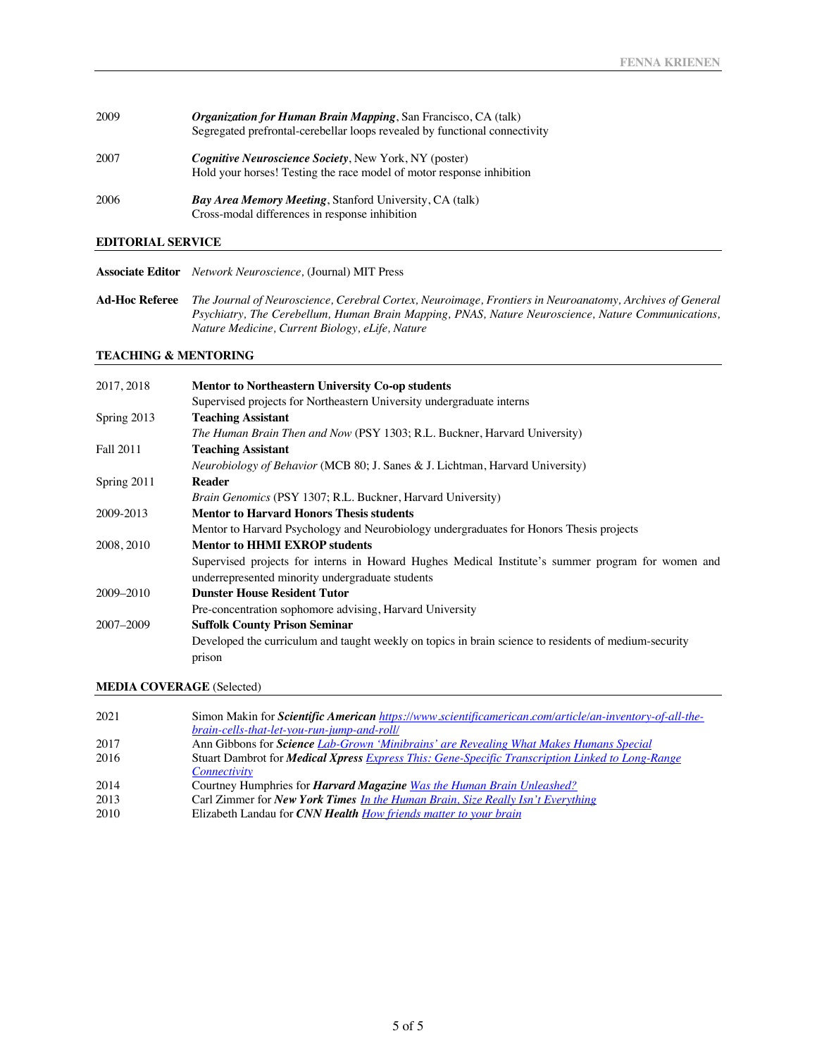| | | |
|---|---|---|
| 2009 | ***Organization for Human Brain Mapping***, San Francisco, CA (talk)<br>Segregated prefrontal-cerebellar loops revealed by functional connectivity |
| 2007 | ***Cognitive Neuroscience Society***, New York, NY (poster)<br>Hold your horses! Testing the race model of motor response inhibition |
| 2006 | ***Bay Area Memory Meeting***, Stanford University, CA (talk)<br>Cross-modal differences in response inhibition |

## EDITORIAL SERVICE

**Associate Editor** *Network Neuroscience*, (Journal) MIT Press

**Ad-Hoc Referee** *The Journal of Neuroscience, Cerebral Cortex, Neuroimage, Frontiers in Neuroanatomy, Archives of General Psychiatry, The Cerebellum, Human Brain Mapping, PNAS, Nature Neuroscience, Nature Communications, Nature Medicine, Current Biology, eLife, Nature*

## TEACHING & MENTORING

| | |
|---|---|
| 2017, 2018 | **Mentor to Northeastern University Co-op students**<br>Supervised projects for Northeastern University undergraduate interns |
| Spring 2013 | **Teaching Assistant**<br>*The Human Brain Then and Now* (PSY 1303; R.L. Buckner, Harvard University) |
| Fall 2011 | **Teaching Assistant**<br>*Neurobiology of Behavior* (MCB 80; J. Sanes & J. Lichtman, Harvard University) |
| Spring 2011 | **Reader**<br>*Brain Genomics* (PSY 1307; R.L. Buckner, Harvard University) |
| 2009-2013 | **Mentor to Harvard Honors Thesis students**<br>Mentor to Harvard Psychology and Neurobiology undergraduates for Honors Thesis projects |
| 2008, 2010 | **Mentor to HHMI EXROP students**<br>Supervised projects for interns in Howard Hughes Medical Institute's summer program for women and underrepresented minority undergraduate students |
| 2009–2010 | **Dunster House Resident Tutor**<br>Pre-concentration sophomore advising, Harvard University |
| 2007–2009 | **Suffolk County Prison Seminar**<br>Developed the curriculum and taught weekly on topics in brain science to residents of medium-security prison |

## MEDIA COVERAGE (Selected)

| | |
|---|---|
| 2021 | Simon Makin for ***Scientific American*** *https://www.scientificamerican.com/article/an-inventory-of-all-the-brain-cells-that-let-you-run-jump-and-roll/* |
| 2017 | Ann Gibbons for ***Science*** *Lab-Grown 'Minibrains' are Revealing What Makes Humans Special* |
| 2016 | Stuart Dambrot for ***Medical Xpress*** *Express This: Gene-Specific Transcription Linked to Long-Range Connectivity* |
| 2014 | Courtney Humphries for ***Harvard Magazine*** *Was the Human Brain Unleashed?* |
| 2013 | Carl Zimmer for ***New York Times*** *In the Human Brain, Size Really Isn't Everything* |
| 2010 | Elizabeth Landau for ***CNN Health*** *How friends matter to your brain* |